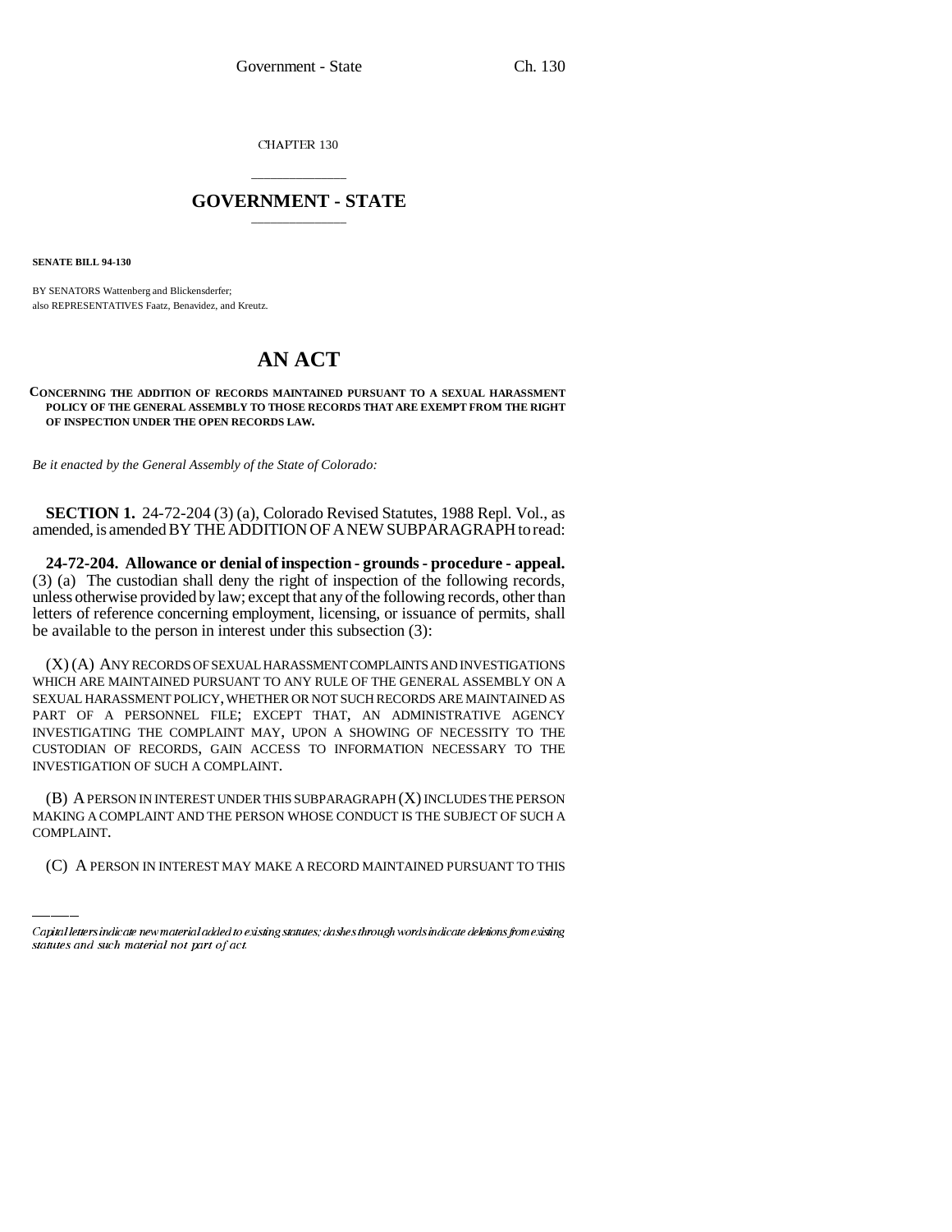CHAPTER 130

# GOVERNMENT - STATE

**SENATE BILL 94-130**

BY SENATORS Wattenberg and Blickensderfer;
also REPRESENTATIVES Faatz, Benavidez, and Kreutz.

# AN ACT

**CONCERNING THE ADDITION OF RECORDS MAINTAINED PURSUANT TO A SEXUAL HARASSMENT POLICY OF THE GENERAL ASSEMBLY TO THOSE RECORDS THAT ARE EXEMPT FROM THE RIGHT OF INSPECTION UNDER THE OPEN RECORDS LAW.**

*Be it enacted by the General Assembly of the State of Colorado:*

**SECTION 1.** 24-72-204 (3) (a), Colorado Revised Statutes, 1988 Repl. Vol., as amended, is amended BY THE ADDITION OF A NEW SUBPARAGRAPH to read:

**24-72-204. Allowance or denial of inspection - grounds - procedure - appeal.** (3) (a) The custodian shall deny the right of inspection of the following records, unless otherwise provided by law; except that any of the following records, other than letters of reference concerning employment, licensing, or issuance of permits, shall be available to the person in interest under this subsection (3):

(X) (A) ANY RECORDS OF SEXUAL HARASSMENT COMPLAINTS AND INVESTIGATIONS WHICH ARE MAINTAINED PURSUANT TO ANY RULE OF THE GENERAL ASSEMBLY ON A SEXUAL HARASSMENT POLICY, WHETHER OR NOT SUCH RECORDS ARE MAINTAINED AS PART OF A PERSONNEL FILE; EXCEPT THAT, AN ADMINISTRATIVE AGENCY INVESTIGATING THE COMPLAINT MAY, UPON A SHOWING OF NECESSITY TO THE CUSTODIAN OF RECORDS, GAIN ACCESS TO INFORMATION NECESSARY TO THE INVESTIGATION OF SUCH A COMPLAINT.

(B) A PERSON IN INTEREST UNDER THIS SUBPARAGRAPH (X) INCLUDES THE PERSON MAKING A COMPLAINT AND THE PERSON WHOSE CONDUCT IS THE SUBJECT OF SUCH A COMPLAINT.

(C) A PERSON IN INTEREST MAY MAKE A RECORD MAINTAINED PURSUANT TO THIS

Capital letters indicate new material added to existing statutes; dashes through words indicate deletions from existing statutes and such material not part of act.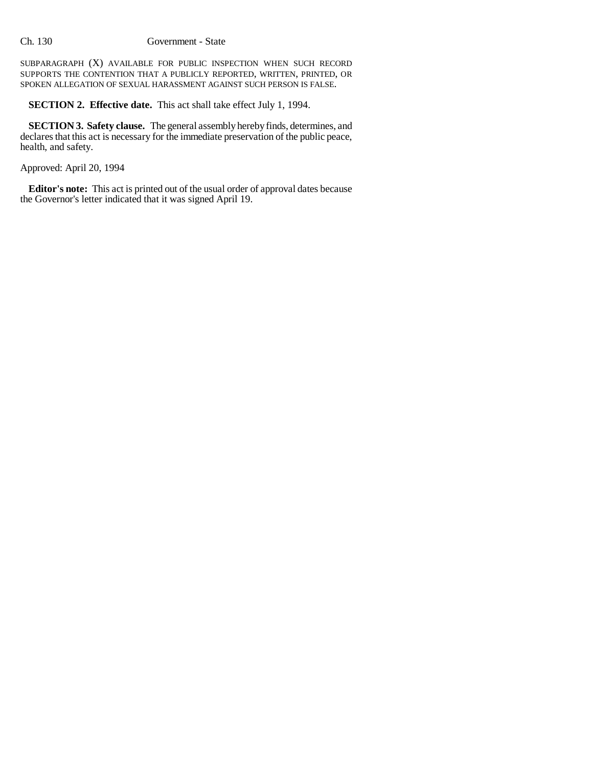SUBPARAGRAPH (X) AVAILABLE FOR PUBLIC INSPECTION WHEN SUCH RECORD SUPPORTS THE CONTENTION THAT A PUBLICLY REPORTED, WRITTEN, PRINTED, OR SPOKEN ALLEGATION OF SEXUAL HARASSMENT AGAINST SUCH PERSON IS FALSE.

**SECTION 2. Effective date.** This act shall take effect July 1, 1994.

**SECTION 3. Safety clause.** The general assembly hereby finds, determines, and declares that this act is necessary for the immediate preservation of the public peace, health, and safety.

Approved: April 20, 1994

**Editor's note:** This act is printed out of the usual order of approval dates because the Governor's letter indicated that it was signed April 19.